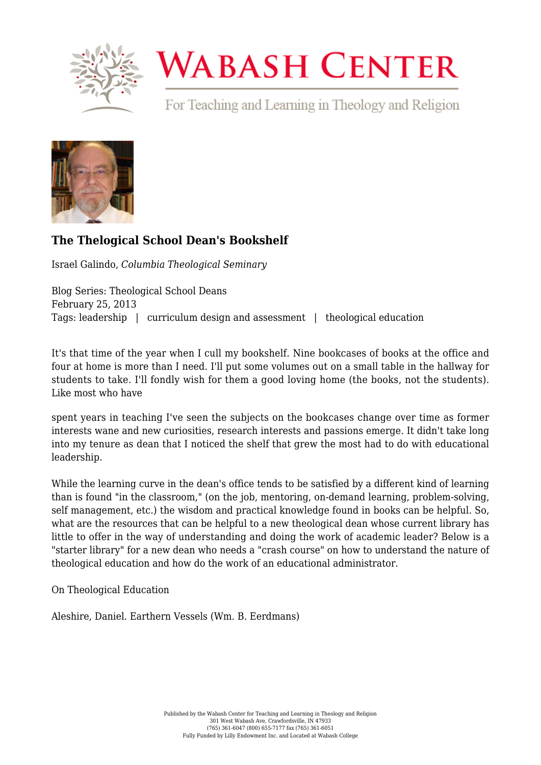# The Thelogical School Dean's Bookshelf

Israel Galindo, *Columbia Theological Seminary*

Blog Series: Theological School Deans
February 25, 2013
Tags: leadership | curriculum design and assessment | theological education

It's that time of the year when I cull my bookshelf. Nine bookcases of books at the office and four at home is more than I need. I'll put some volumes out on a small table in the hallway for students to take. I'll fondly wish for them a good loving home (the books, not the students). Like most who have spent years in teaching I've seen the subjects on the bookcases change over time as former interests wane and new curiosities, research interests and passions emerge. It didn't take long into my tenure as dean that I noticed the shelf that grew the most had to do with educational leadership.

While the learning curve in the dean's office tends to be satisfied by a different kind of learning than is found "in the classroom," (on the job, mentoring, on-demand learning, problem-solving, self management, etc.) the wisdom and practical knowledge found in books can be helpful. So, what are the resources that can be helpful to a new theological dean whose current library has little to offer in the way of understanding and doing the work of academic leader? Below is a "starter library" for a new dean who needs a "crash course" on how to understand the nature of theological education and how do the work of an educational administrator.

On Theological Education

Aleshire, Daniel. Earthern Vessels (Wm. B. Eerdmans)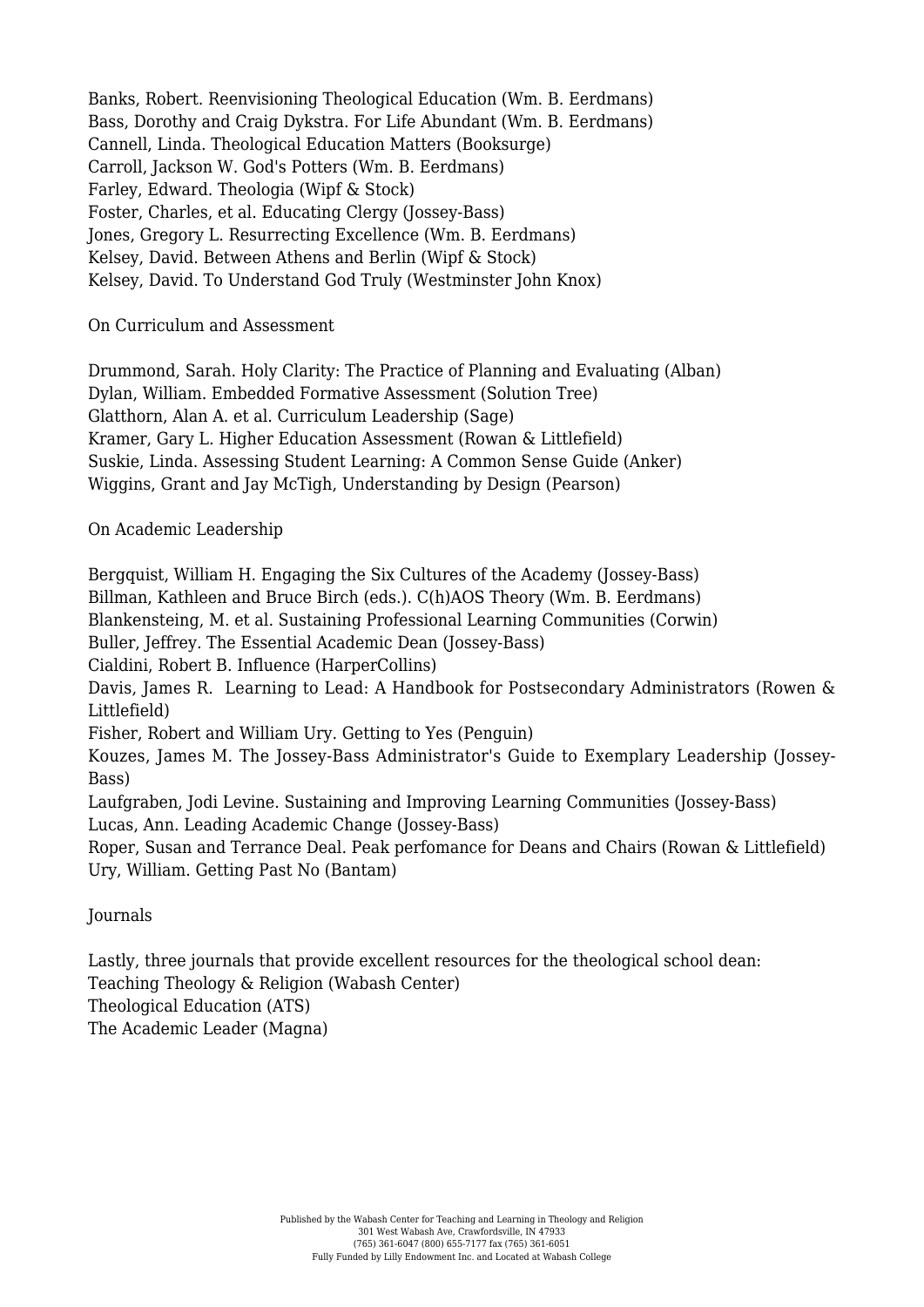Banks, Robert. Reenvisioning Theological Education (Wm. B. Eerdmans)
Bass, Dorothy and Craig Dykstra. For Life Abundant (Wm. B. Eerdmans)
Cannell, Linda. Theological Education Matters (Booksurge)
Carroll, Jackson W. God's Potters (Wm. B. Eerdmans)
Farley, Edward. Theologia (Wipf & Stock)
Foster, Charles, et al. Educating Clergy (Jossey-Bass)
Jones, Gregory L. Resurrecting Excellence (Wm. B. Eerdmans)
Kelsey, David. Between Athens and Berlin (Wipf & Stock)
Kelsey, David. To Understand God Truly (Westminster John Knox)

On Curriculum and Assessment

Drummond, Sarah. Holy Clarity: The Practice of Planning and Evaluating (Alban)
Dylan, William. Embedded Formative Assessment (Solution Tree)
Glatthorn, Alan A. et al. Curriculum Leadership (Sage)
Kramer, Gary L. Higher Education Assessment (Rowan & Littlefield)
Suskie, Linda. Assessing Student Learning: A Common Sense Guide (Anker)
Wiggins, Grant and Jay McTigh, Understanding by Design (Pearson)

On Academic Leadership

Bergquist, William H. Engaging the Six Cultures of the Academy (Jossey-Bass)
Billman, Kathleen and Bruce Birch (eds.). C(h)AOS Theory (Wm. B. Eerdmans)
Blankensteing, M. et al. Sustaining Professional Learning Communities (Corwin)
Buller, Jeffrey. The Essential Academic Dean (Jossey-Bass)
Cialdini, Robert B. Influence (HarperCollins)
Davis, James R. Learning to Lead: A Handbook for Postsecondary Administrators (Rowen & Littlefield)
Fisher, Robert and William Ury. Getting to Yes (Penguin)
Kouzes, James M. The Jossey-Bass Administrator's Guide to Exemplary Leadership (Jossey-Bass)
Laufgraben, Jodi Levine. Sustaining and Improving Learning Communities (Jossey-Bass)
Lucas, Ann. Leading Academic Change (Jossey-Bass)
Roper, Susan and Terrance Deal. Peak perfomance for Deans and Chairs (Rowan & Littlefield)
Ury, William. Getting Past No (Bantam)

Journals

Lastly, three journals that provide excellent resources for the theological school dean:
Teaching Theology & Religion (Wabash Center)
Theological Education (ATS)
The Academic Leader (Magna)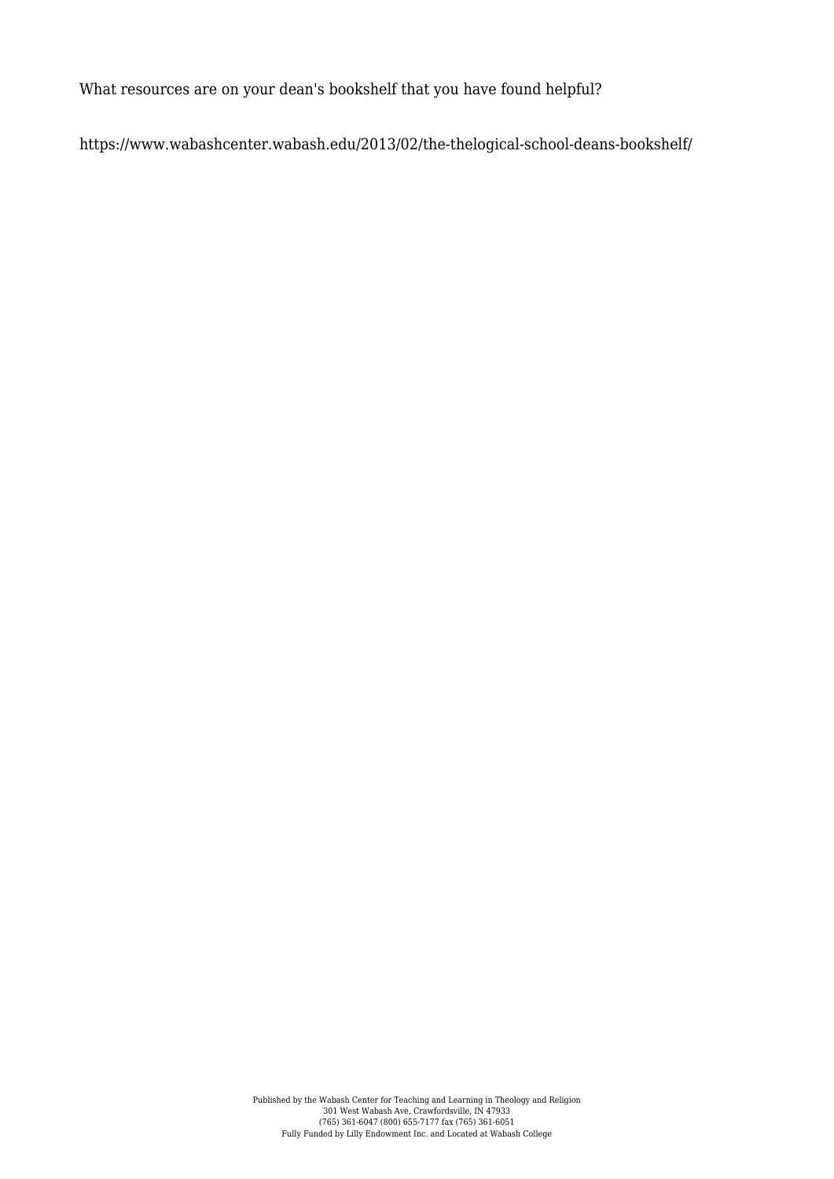What resources are on your dean's bookshelf that you have found helpful?

https://www.wabashcenter.wabash.edu/2013/02/the-thelogical-school-deans-bookshelf/